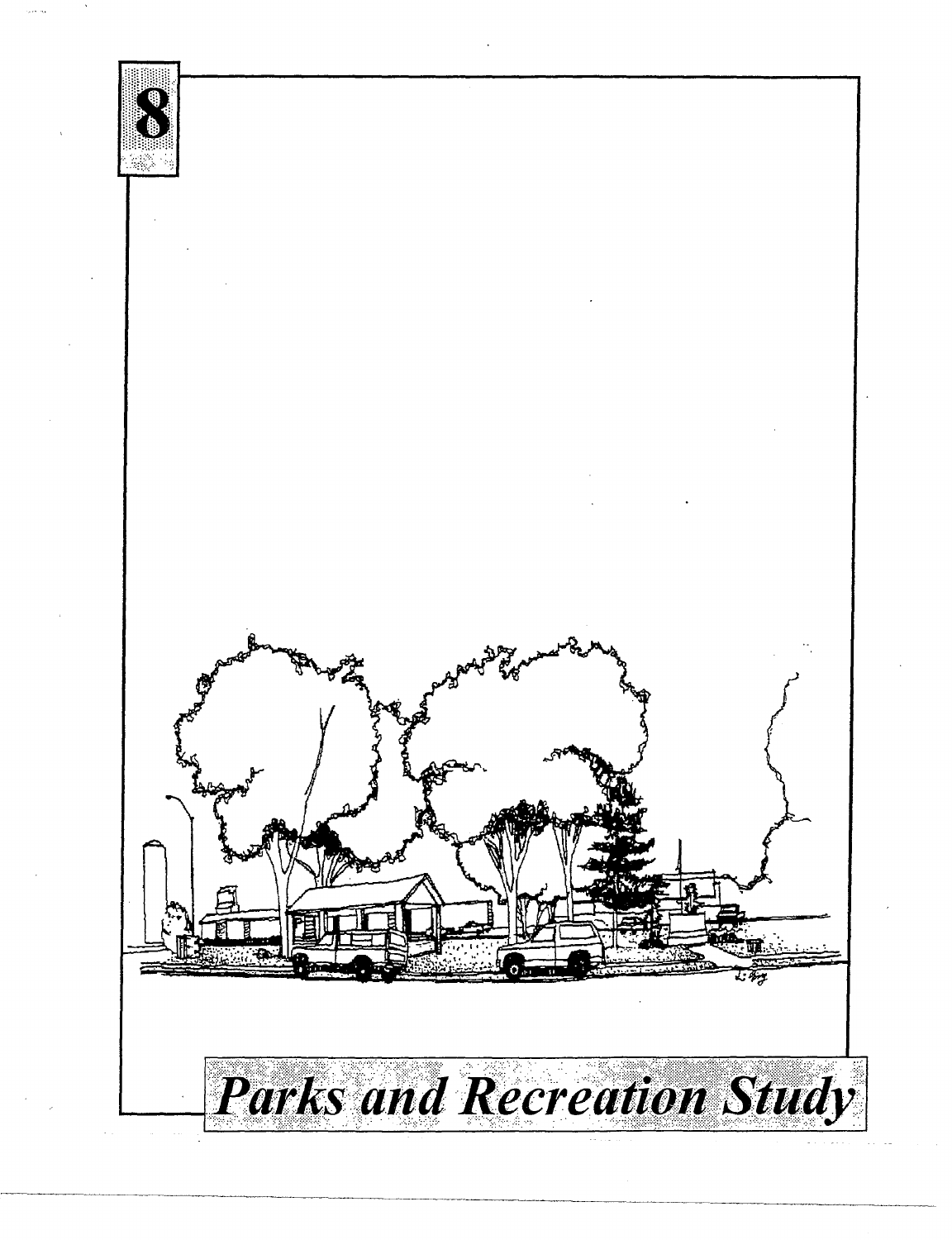# 8

# *Parks and Recreation Study*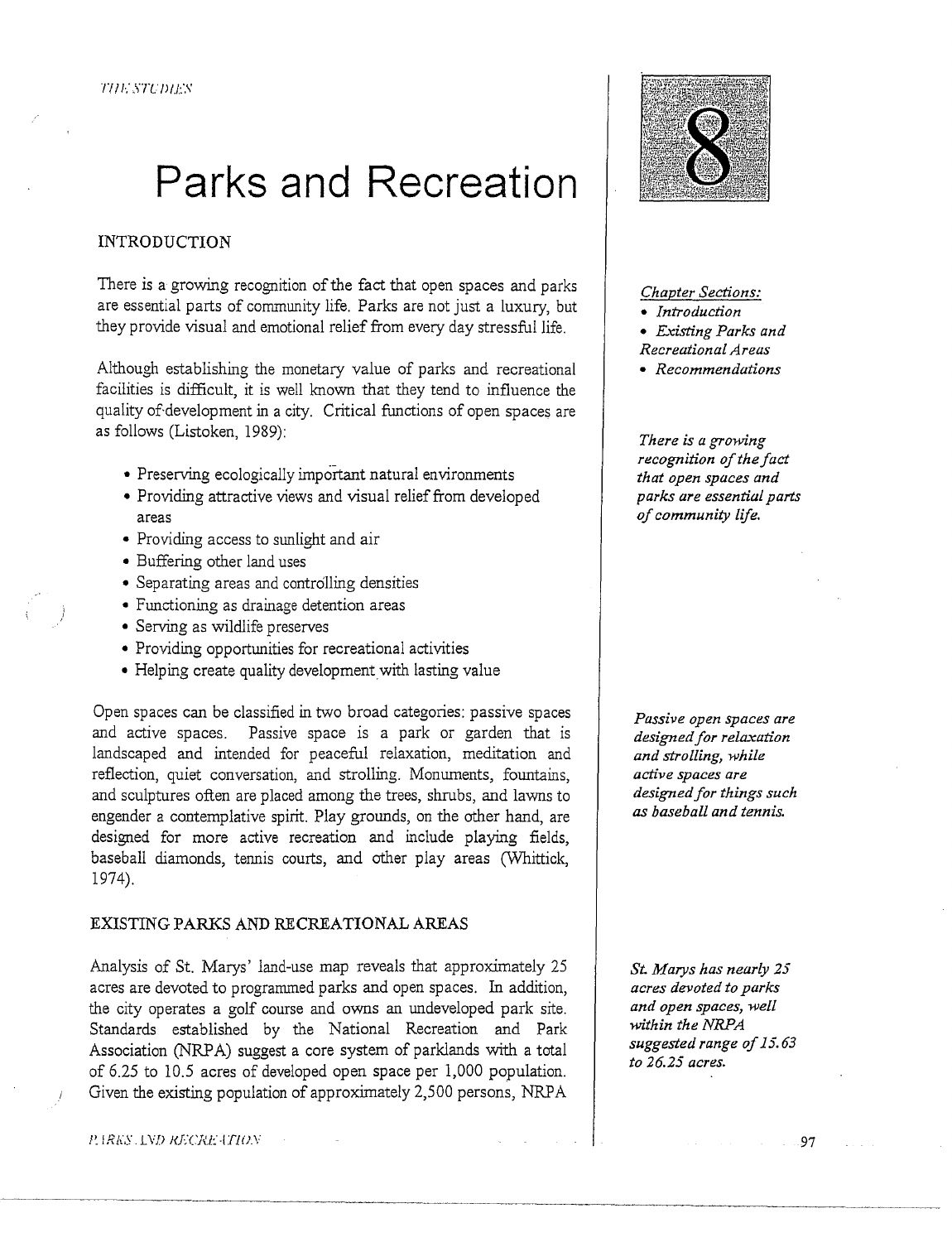# Parks and Recreation

8

## INTRODUCTION

*Chapter Sections:*

- *Introduction*
- *Existing Parks and Recreational Areas*
- *Recommendations*

There is a growing recognition of the fact that open spaces and parks are essential parts of community life. Parks are not just a luxury, but they provide visual and emotional relief from every day stressful life.

*There is a growing recognition of the fact that open spaces and parks are essential parts of community life.*

Although establishing the monetary value of parks and recreational facilities is difficult, it is well known that they tend to influence the quality of development in a city. Critical functions of open spaces are as follows (Listoken, 1989):

- Preserving ecologically important natural environments
- Providing attractive views and visual relief from developed areas
- Providing access to sunlight and air
- Buffering other land uses
- Separating areas and controlling densities
- Functioning as drainage detention areas
- Serving as wildlife preserves
- Providing opportunities for recreational activities
- Helping create quality development with lasting value

Open spaces can be classified in two broad categories: passive spaces and active spaces. Passive space is a park or garden that is landscaped and intended for peaceful relaxation, meditation and reflection, quiet conversation, and strolling. Monuments, fountains, and sculptures often are placed among the trees, shrubs, and lawns to engender a contemplative spirit. Play grounds, on the other hand, are designed for more active recreation and include playing fields, baseball diamonds, tennis courts, and other play areas (Whittick, 1974).

*Passive open spaces are designed for relaxation and strolling, while active spaces are designed for things such as baseball and tennis.*

## EXISTING PARKS AND RECREATIONAL AREAS

Analysis of St. Marys' land-use map reveals that approximately 25 acres are devoted to programmed parks and open spaces. In addition, the city operates a golf course and owns an undeveloped park site. Standards established by the National Recreation and Park Association (NRPA) suggest a core system of parklands with a total of 6.25 to 10.5 acres of developed open space per 1,000 population. Given the existing population of approximately 2,500 persons, NRPA

*St. Marys has nearly 25 acres devoted to parks and open spaces, well within the NRPA suggested range of 15.63 to 26.25 acres.*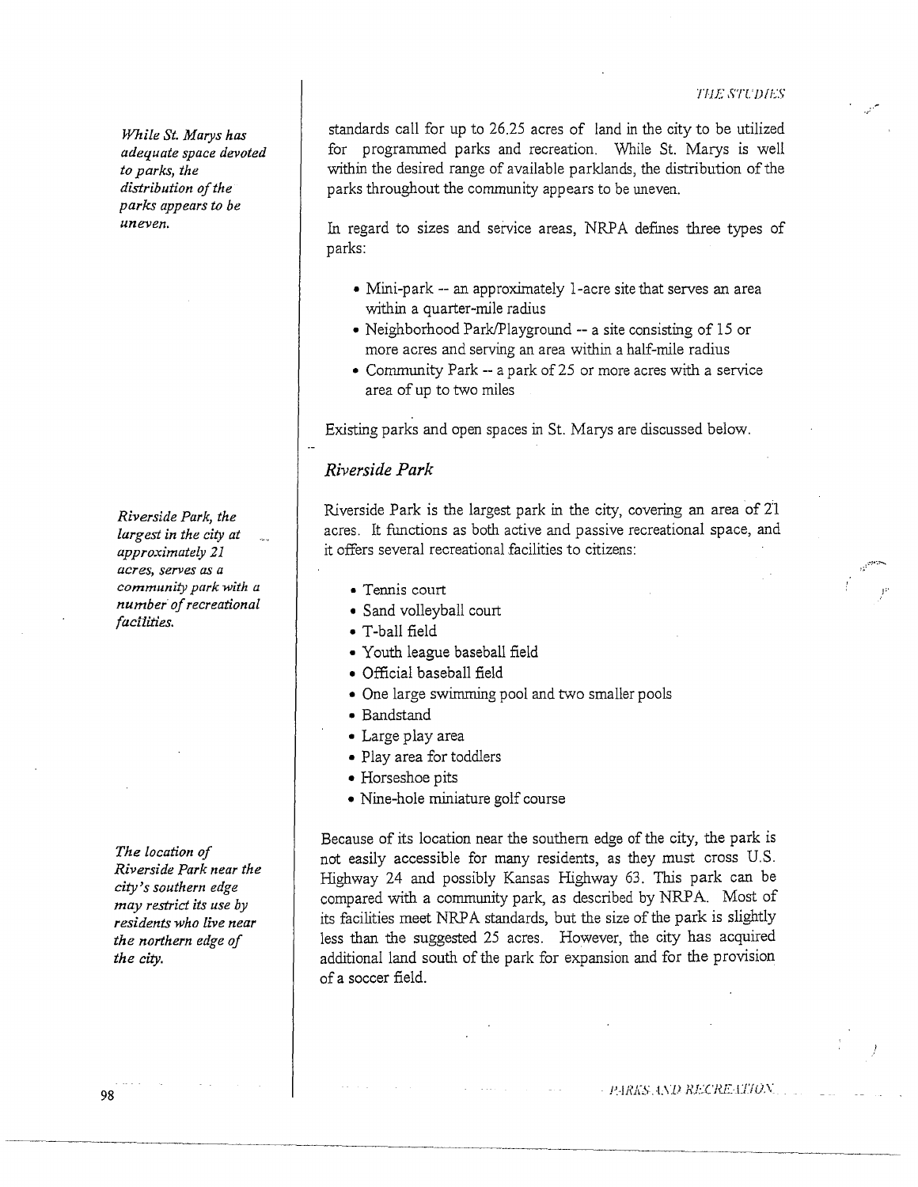*While St. Marys has adequate space devoted to parks, the distribution of the parks appears to be uneven.*

standards call for up to 26.25 acres of land in the city to be utilized for programmed parks and recreation. While St. Marys is well within the desired range of available parklands, the distribution of the parks throughout the community appears to be uneven.

In regard to sizes and service areas, NRPA defines three types of parks:

- Mini-park -- an approximately 1-acre site that serves an area within a quarter-mile radius
- Neighborhood Park/Playground -- a site consisting of 15 or more acres and serving an area within a half-mile radius
- Community Park -- a park of 25 or more acres with a service area of up to two miles

Existing parks and open spaces in St. Marys are discussed below.

## *Riverside Park*

*Riverside Park, the largest in the city at approximately 21 acres, serves as a community park with a number of recreational facilities.*

Riverside Park is the largest park in the city, covering an area of 21 acres. It functions as both active and passive recreational space, and it offers several recreational facilities to citizens:

- Tennis court
- Sand volleyball court
- T-ball field
- Youth league baseball field
- Official baseball field
- One large swimming pool and two smaller pools
- Bandstand
- Large play area
- Play area for toddlers
- Horseshoe pits
- Nine-hole miniature golf course

*The location of Riverside Park near the city's southern edge may restrict its use by residents who live near the northern edge of the city.*

Because of its location near the southern edge of the city, the park is not easily accessible for many residents, as they must cross U.S. Highway 24 and possibly Kansas Highway 63. This park can be compared with a community park, as described by NRPA. Most of its facilities meet NRPA standards, but the size of the park is slightly less than the suggested 25 acres. However, the city has acquired additional land south of the park for expansion and for the provision of a soccer field.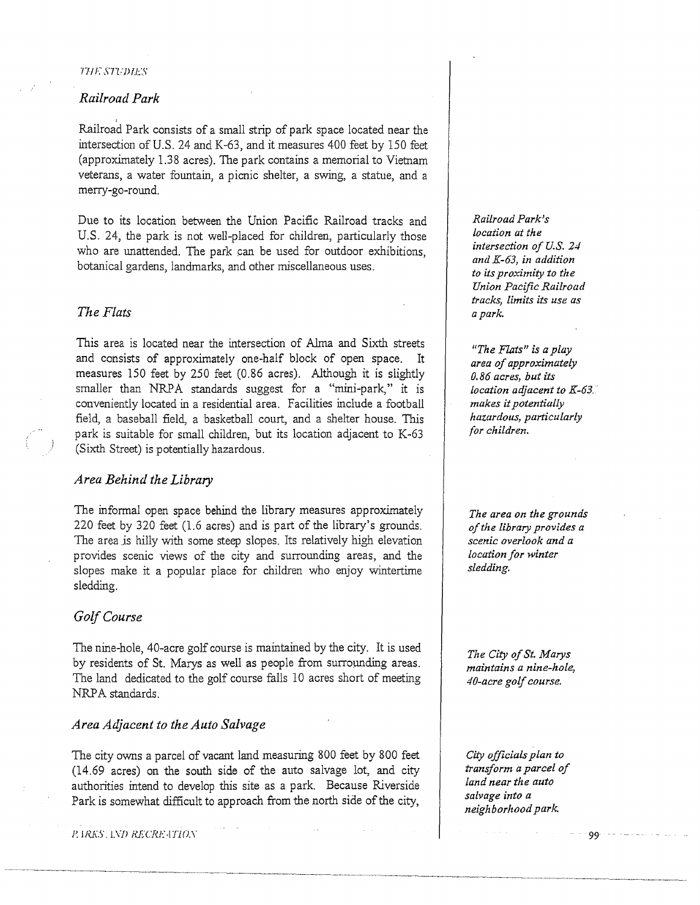## Railroad Park

Railroad Park consists of a small strip of park space located near the intersection of U.S. 24 and K-63, and it measures 400 feet by 150 feet (approximately 1.38 acres). The park contains a memorial to Vietnam veterans, a water fountain, a picnic shelter, a swing, a statue, and a merry-go-round.

Due to its location between the Union Pacific Railroad tracks and U.S. 24, the park is not well-placed for children, particularly those who are unattended. The park can be used for outdoor exhibitions, botanical gardens, landmarks, and other miscellaneous uses.

*Railroad Park's location at the intersection of U.S. 24 and K-63, in addition to its proximity to the Union Pacific Railroad tracks, limits its use as a park.*

## The Flats

This area is located near the intersection of Alma and Sixth streets and consists of approximately one-half block of open space. It measures 150 feet by 250 feet (0.86 acres). Although it is slightly smaller than NRPA standards suggest for a "mini-park," it is conveniently located in a residential area. Facilities include a football field, a baseball field, a basketball court, and a shelter house. This park is suitable for small children, but its location adjacent to K-63 (Sixth Street) is potentially hazardous.

*"The Flats" is a play area of approximately 0.86 acres, but its location adjacent to K-63 makes it potentially hazardous, particularly for children.*

## Area Behind the Library

The informal open space behind the library measures approximately 220 feet by 320 feet (1.6 acres) and is part of the library's grounds. The area is hilly with some steep slopes. Its relatively high elevation provides scenic views of the city and surrounding areas, and the slopes make it a popular place for children who enjoy wintertime sledding.

*The area on the grounds of the library provides a scenic overlook and a location for winter sledding.*

## Golf Course

The nine-hole, 40-acre golf course is maintained by the city. It is used by residents of St. Marys as well as people from surrounding areas. The land dedicated to the golf course falls 10 acres short of meeting NRPA standards.

*The City of St. Marys maintains a nine-hole, 40-acre golf course.*

## Area Adjacent to the Auto Salvage

The city owns a parcel of vacant land measuring 800 feet by 800 feet (14.69 acres) on the south side of the auto salvage lot, and city authorities intend to develop this site as a park. Because Riverside Park is somewhat difficult to approach from the north side of the city,

*City officials plan to transform a parcel of land near the auto salvage into a neighborhood park.*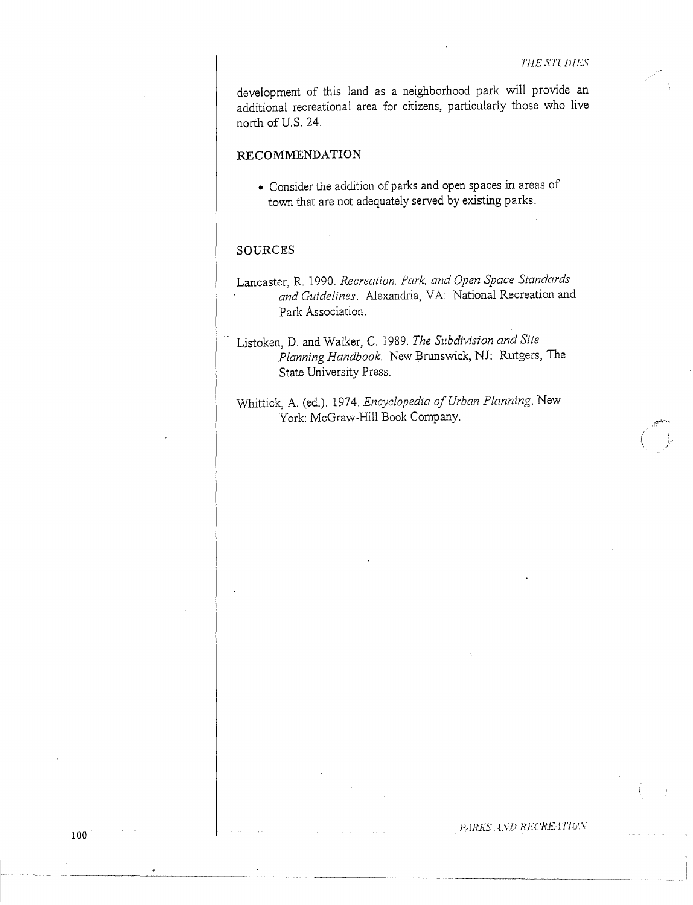development of this land as a neighborhood park will provide an additional recreational area for citizens, particularly those who live north of U.S. 24.

## RECOMMENDATION

- Consider the addition of parks and open spaces in areas of town that are not adequately served by existing parks.

## SOURCES

Lancaster, R. 1990. *Recreation, Park, and Open Space Standards and Guidelines*. Alexandria, VA: National Recreation and Park Association.

Listoken, D. and Walker, C. 1989. *The Subdivision and Site Planning Handbook*. New Brunswick, NJ: Rutgers, The State University Press.

Whittick, A. (ed.). 1974. *Encyclopedia of Urban Planning*. New York: McGraw-Hill Book Company.